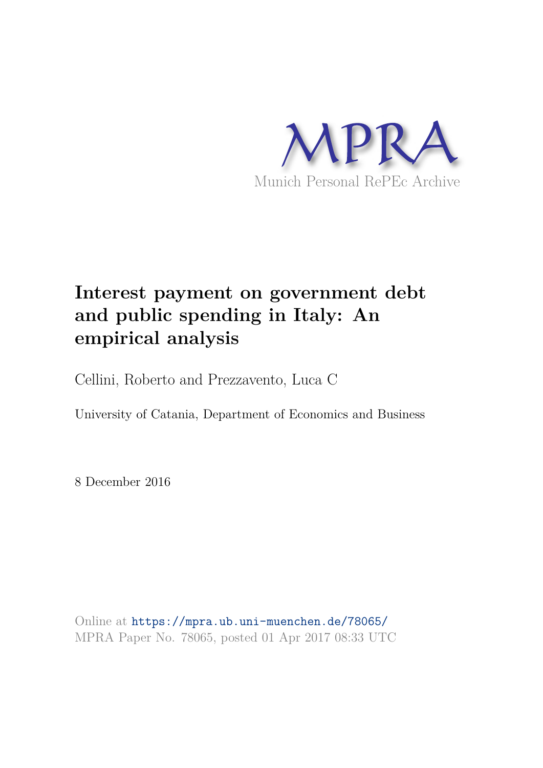MPRA

Munich Personal RePEc Archive

# Interest payment on government debt and public spending in Italy: An empirical analysis

Cellini, Roberto and Prezzavento, Luca C

University of Catania, Department of Economics and Business

8 December 2016

Online at https://mpra.ub.uni-muenchen.de/78065/
MPRA Paper No. 78065, posted 01 Apr 2017 08:33 UTC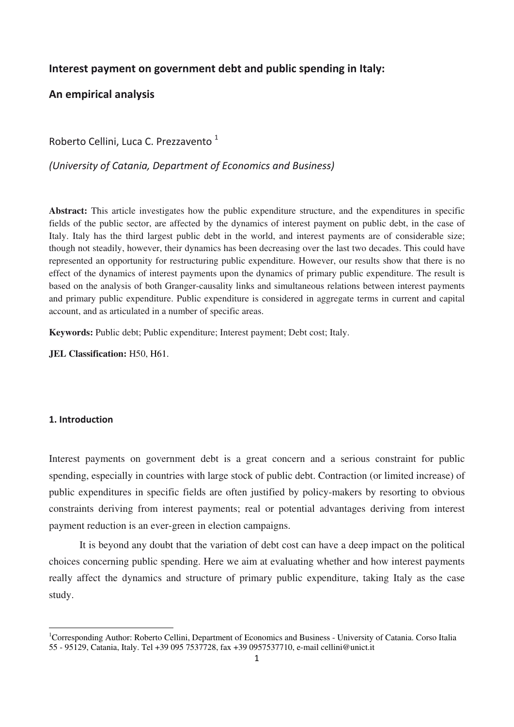## Interest payment on government debt and public spending in Italy:

## An empirical analysis

Roberto Cellini, Luca C. Prezzavento [1]

*(University of Catania, Department of Economics and Business)*

**Abstract:** This article investigates how the public expenditure structure, and the expenditures in specific fields of the public sector, are affected by the dynamics of interest payment on public debt, in the case of Italy. Italy has the third largest public debt in the world, and interest payments are of considerable size; though not steadily, however, their dynamics has been decreasing over the last two decades. This could have represented an opportunity for restructuring public expenditure. However, our results show that there is no effect of the dynamics of interest payments upon the dynamics of primary public expenditure. The result is based on the analysis of both Granger-causality links and simultaneous relations between interest payments and primary public expenditure. Public expenditure is considered in aggregate terms in current and capital account, and as articulated in a number of specific areas.

**Keywords:** Public debt; Public expenditure; Interest payment; Debt cost; Italy.

**JEL Classification:** H50, H61.

### 1. Introduction

Interest payments on government debt is a great concern and a serious constraint for public spending, especially in countries with large stock of public debt. Contraction (or limited increase) of public expenditures in specific fields are often justified by policy-makers by resorting to obvious constraints deriving from interest payments; real or potential advantages deriving from interest payment reduction is an ever-green in election campaigns.

It is beyond any doubt that the variation of debt cost can have a deep impact on the political choices concerning public spending. Here we aim at evaluating whether and how interest payments really affect the dynamics and structure of primary public expenditure, taking Italy as the case study.

[1] Corresponding Author: Roberto Cellini, Department of Economics and Business - University of Catania. Corso Italia 55 - 95129, Catania, Italy. Tel +39 095 7537728, fax +39 0957537710, e-mail cellini@unict.it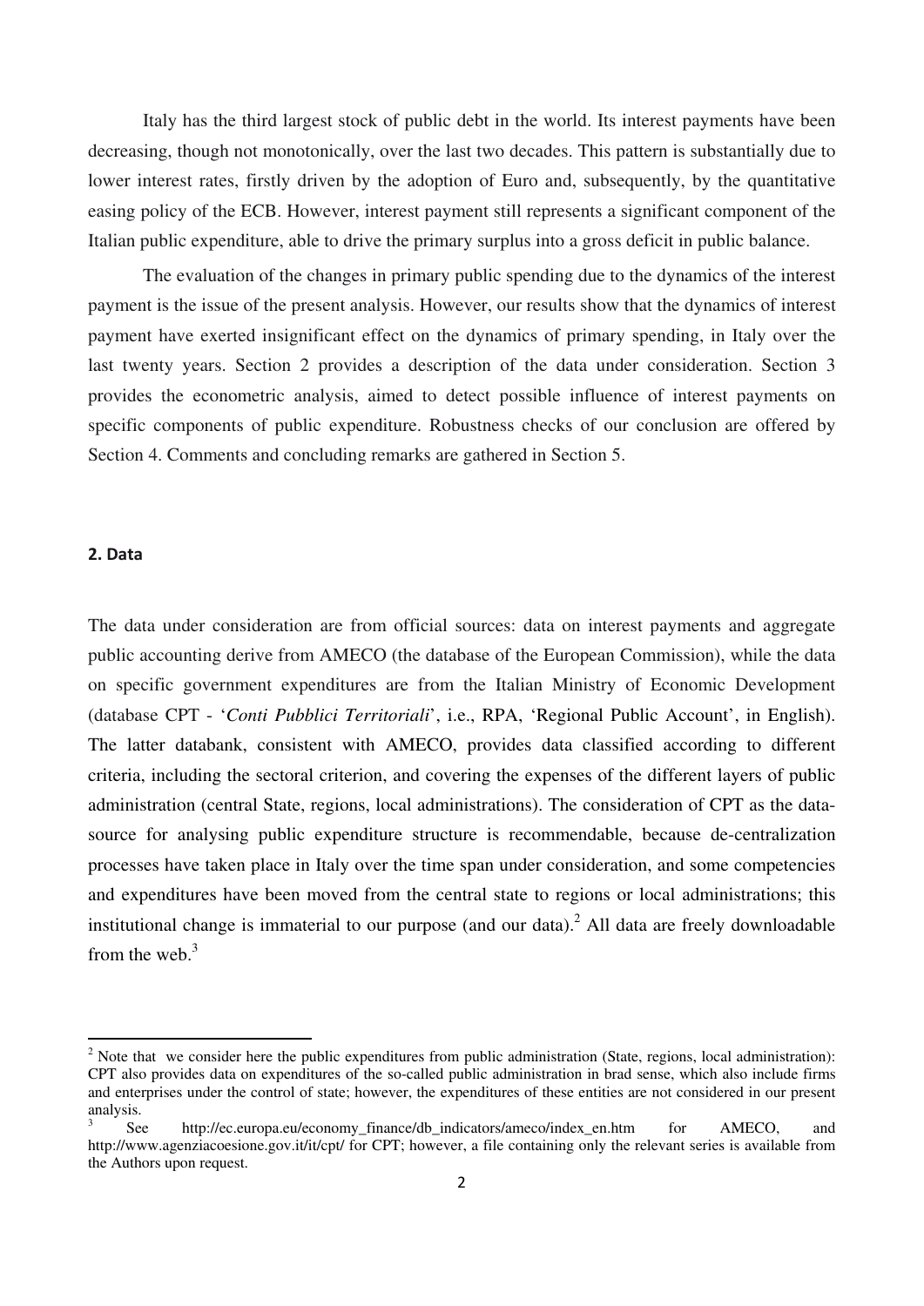Italy has the third largest stock of public debt in the world. Its interest payments have been decreasing, though not monotonically, over the last two decades. This pattern is substantially due to lower interest rates, firstly driven by the adoption of Euro and, subsequently, by the quantitative easing policy of the ECB. However, interest payment still represents a significant component of the Italian public expenditure, able to drive the primary surplus into a gross deficit in public balance.

The evaluation of the changes in primary public spending due to the dynamics of the interest payment is the issue of the present analysis. However, our results show that the dynamics of interest payment have exerted insignificant effect on the dynamics of primary spending, in Italy over the last twenty years. Section 2 provides a description of the data under consideration. Section 3 provides the econometric analysis, aimed to detect possible influence of interest payments on specific components of public expenditure. Robustness checks of our conclusion are offered by Section 4. Comments and concluding remarks are gathered in Section 5.

## 2. Data

The data under consideration are from official sources: data on interest payments and aggregate public accounting derive from AMECO (the database of the European Commission), while the data on specific government expenditures are from the Italian Ministry of Economic Development (database CPT - '*Conti Pubblici Territoriali*', i.e., RPA, 'Regional Public Account', in English). The latter databank, consistent with AMECO, provides data classified according to different criteria, including the sectoral criterion, and covering the expenses of the different layers of public administration (central State, regions, local administrations). The consideration of CPT as the data-source for analysing public expenditure structure is recommendable, because de-centralization processes have taken place in Italy over the time span under consideration, and some competencies and expenditures have been moved from the central state to regions or local administrations; this institutional change is immaterial to our purpose (and our data).[2] All data are freely downloadable from the web.[3]

---

[2] Note that we consider here the public expenditures from public administration (State, regions, local administration): CPT also provides data on expenditures of the so-called public administration in brad sense, which also include firms and enterprises under the control of state; however, the expenditures of these entities are not considered in our present analysis.

[3] See http://ec.europa.eu/economy_finance/db_indicators/ameco/index_en.htm for AMECO, and http://www.agenziacoesione.gov.it/it/cpt/ for CPT; however, a file containing only the relevant series is available from the Authors upon request.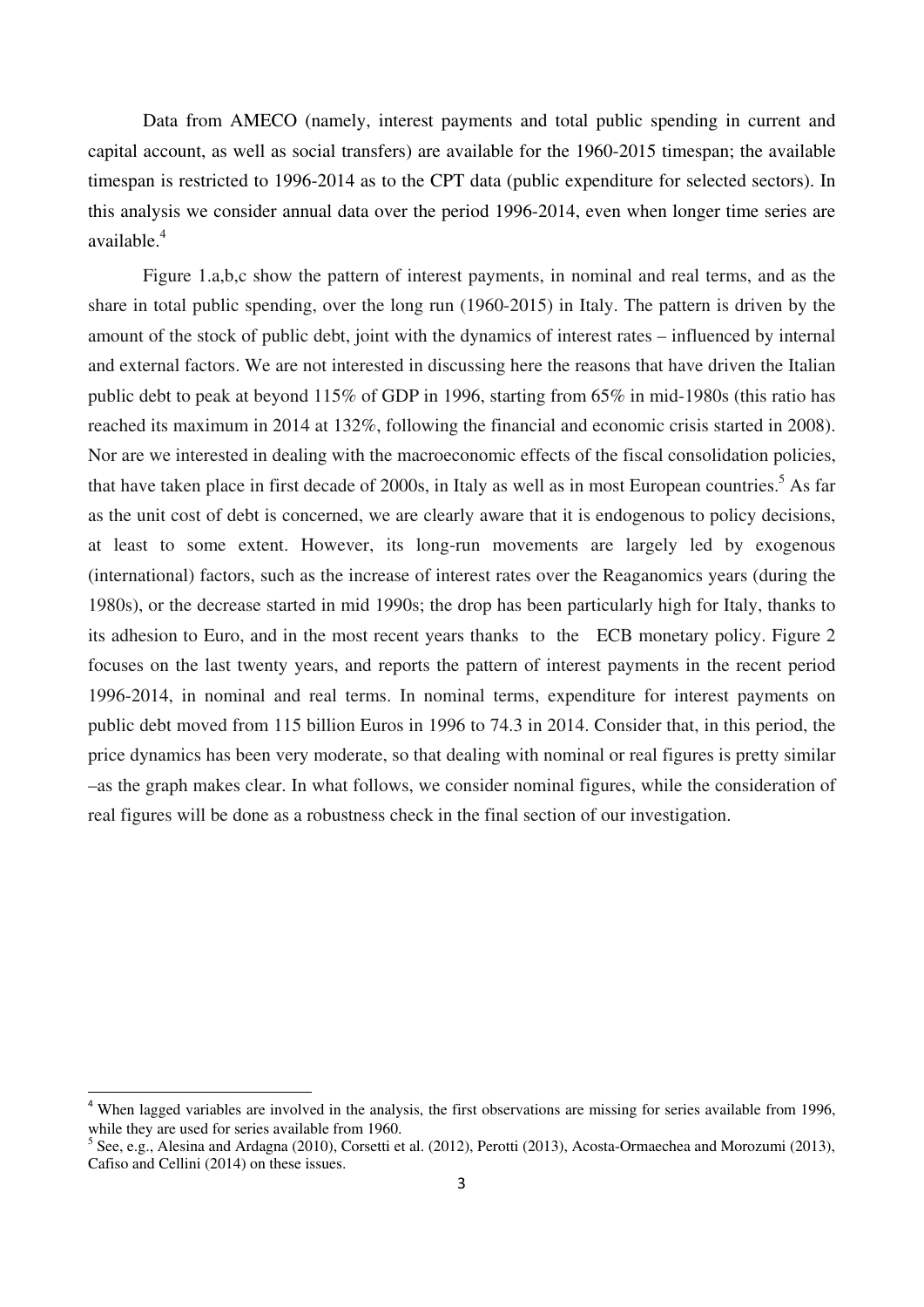Data from AMECO (namely, interest payments and total public spending in current and capital account, as well as social transfers) are available for the 1960-2015 timespan; the available timespan is restricted to 1996-2014 as to the CPT data (public expenditure for selected sectors). In this analysis we consider annual data over the period 1996-2014, even when longer time series are available.[4]

Figure 1.a,b,c show the pattern of interest payments, in nominal and real terms, and as the share in total public spending, over the long run (1960-2015) in Italy. The pattern is driven by the amount of the stock of public debt, joint with the dynamics of interest rates – influenced by internal and external factors. We are not interested in discussing here the reasons that have driven the Italian public debt to peak at beyond 115% of GDP in 1996, starting from 65% in mid-1980s (this ratio has reached its maximum in 2014 at 132%, following the financial and economic crisis started in 2008). Nor are we interested in dealing with the macroeconomic effects of the fiscal consolidation policies, that have taken place in first decade of 2000s, in Italy as well as in most European countries.[5] As far as the unit cost of debt is concerned, we are clearly aware that it is endogenous to policy decisions, at least to some extent. However, its long-run movements are largely led by exogenous (international) factors, such as the increase of interest rates over the Reaganomics years (during the 1980s), or the decrease started in mid 1990s; the drop has been particularly high for Italy, thanks to its adhesion to Euro, and in the most recent years thanks to the ECB monetary policy. Figure 2 focuses on the last twenty years, and reports the pattern of interest payments in the recent period 1996-2014, in nominal and real terms. In nominal terms, expenditure for interest payments on public debt moved from 115 billion Euros in 1996 to 74.3 in 2014. Consider that, in this period, the price dynamics has been very moderate, so that dealing with nominal or real figures is pretty similar –as the graph makes clear. In what follows, we consider nominal figures, while the consideration of real figures will be done as a robustness check in the final section of our investigation.

---

[4] When lagged variables are involved in the analysis, the first observations are missing for series available from 1996, while they are used for series available from 1960.

[5] See, e.g., Alesina and Ardagna (2010), Corsetti et al. (2012), Perotti (2013), Acosta-Ormaechea and Morozumi (2013), Cafiso and Cellini (2014) on these issues.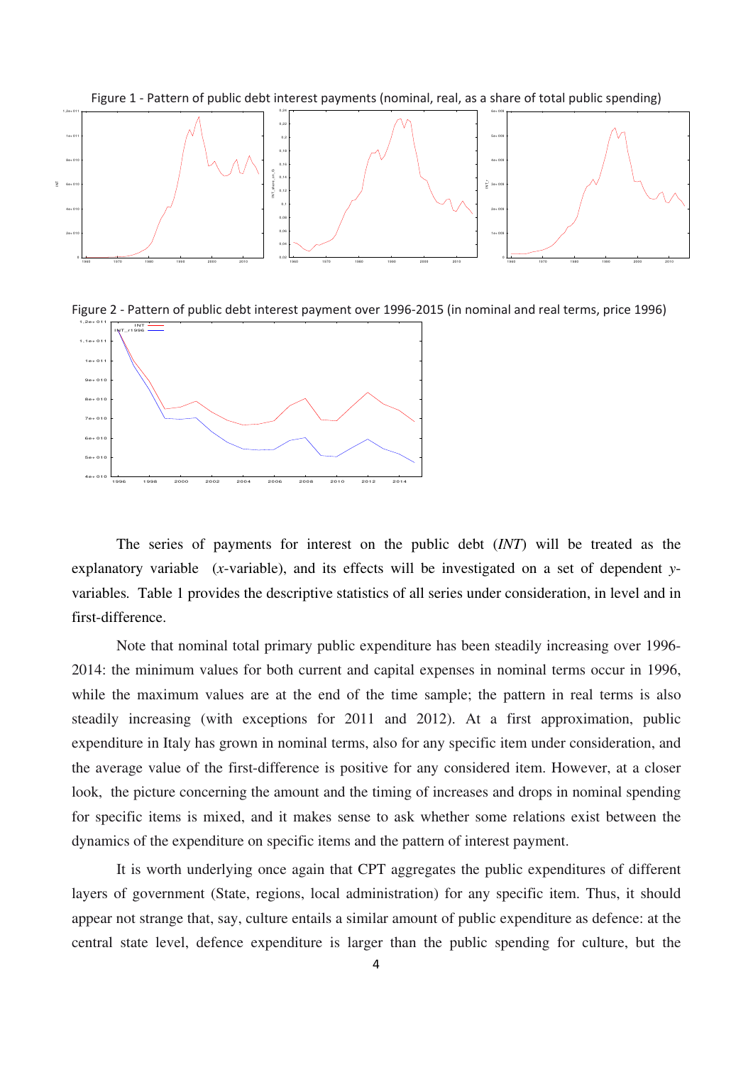Figure 1 - Pattern of public debt interest payments (nominal, real, as a share of total public spending)

Figure 2 - Pattern of public debt interest payment over 1996-2015 (in nominal and real terms, price 1996)

The series of payments for interest on the public debt (*INT*) will be treated as the explanatory variable (*x*-variable), and its effects will be investigated on a set of dependent *y*-variables. Table 1 provides the descriptive statistics of all series under consideration, in level and in first-difference.

Note that nominal total primary public expenditure has been steadily increasing over 1996-2014: the minimum values for both current and capital expenses in nominal terms occur in 1996, while the maximum values are at the end of the time sample; the pattern in real terms is also steadily increasing (with exceptions for 2011 and 2012). At a first approximation, public expenditure in Italy has grown in nominal terms, also for any specific item under consideration, and the average value of the first-difference is positive for any considered item. However, at a closer look, the picture concerning the amount and the timing of increases and drops in nominal spending for specific items is mixed, and it makes sense to ask whether some relations exist between the dynamics of the expenditure on specific items and the pattern of interest payment.

It is worth underlying once again that CPT aggregates the public expenditures of different layers of government (State, regions, local administration) for any specific item. Thus, it should appear not strange that, say, culture entails a similar amount of public expenditure as defence: at the central state level, defence expenditure is larger than the public spending for culture, but the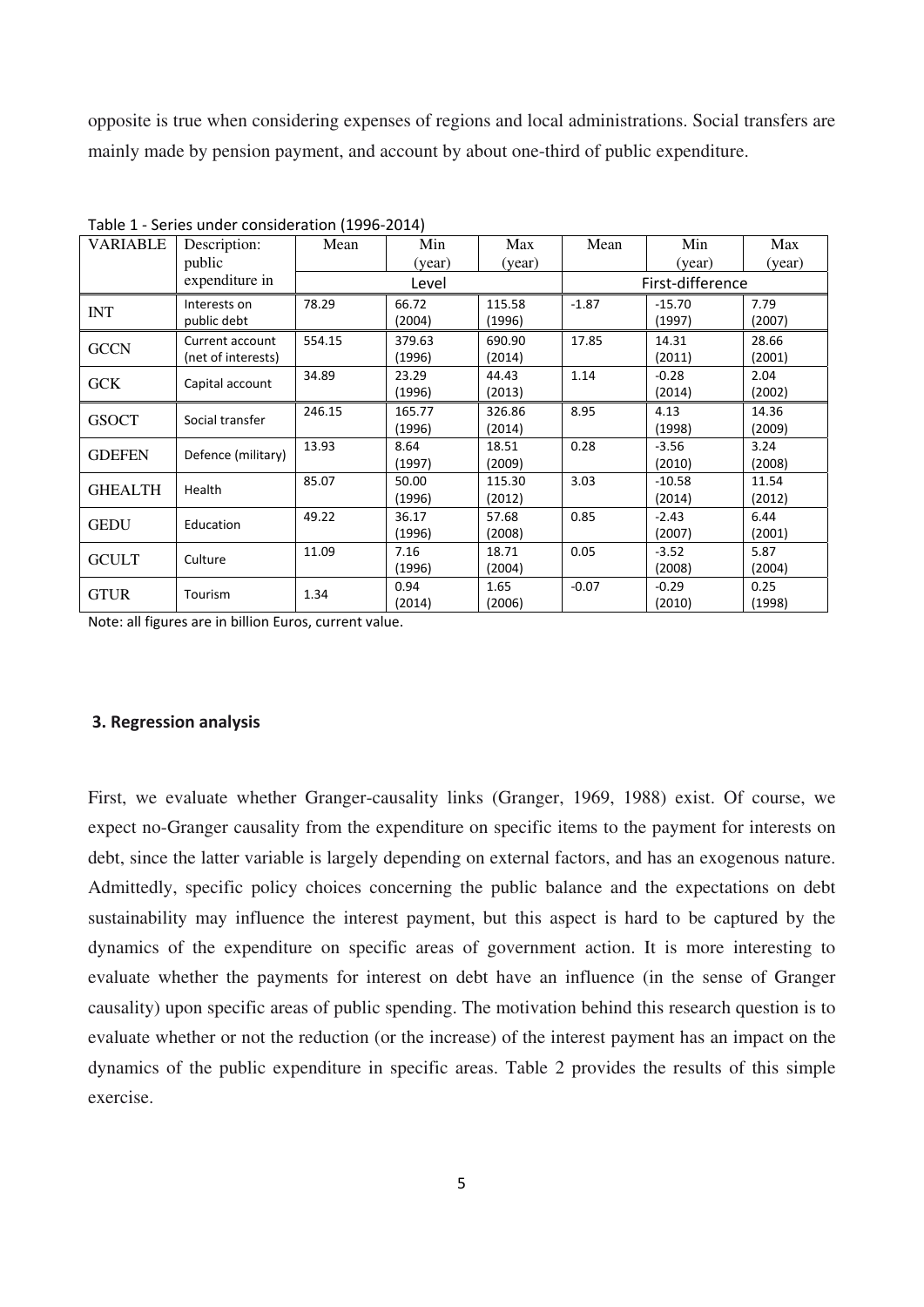opposite is true when considering expenses of regions and local administrations. Social transfers are mainly made by pension payment, and account by about one-third of public expenditure.

Table 1 - Series under consideration (1996-2014)

| VARIABLE | Description: public expenditure in | Mean | Min (year) | Max (year) | Mean | Min (year) | Max (year) |
|---|---|---|---|---|---|---|---|
| | | Level | | | First-difference | | |
| INT | Interests on public debt | 78.29 | 66.72 (2004) | 115.58 (1996) | -1.87 | -15.70 (1997) | 7.79 (2007) |
| GCCN | Current account (net of interests) | 554.15 | 379.63 (1996) | 690.90 (2014) | 17.85 | 14.31 (2011) | 28.66 (2001) |
| GCK | Capital account | 34.89 | 23.29 (1996) | 44.43 (2013) | 1.14 | -0.28 (2014) | 2.04 (2002) |
| GSOCT | Social transfer | 246.15 | 165.77 (1996) | 326.86 (2014) | 8.95 | 4.13 (1998) | 14.36 (2009) |
| GDEFEN | Defence (military) | 13.93 | 8.64 (1997) | 18.51 (2009) | 0.28 | -3.56 (2010) | 3.24 (2008) |
| GHEALTH | Health | 85.07 | 50.00 (1996) | 115.30 (2012) | 3.03 | -10.58 (2014) | 11.54 (2012) |
| GEDU | Education | 49.22 | 36.17 (1996) | 57.68 (2008) | 0.85 | -2.43 (2007) | 6.44 (2001) |
| GCULT | Culture | 11.09 | 7.16 (1996) | 18.71 (2004) | 0.05 | -3.52 (2008) | 5.87 (2004) |
| GTUR | Tourism | 1.34 | 0.94 (2014) | 1.65 (2006) | -0.07 | -0.29 (2010) | 0.25 (1998) |

Note: all figures are in billion Euros, current value.

## 3. Regression analysis

First, we evaluate whether Granger-causality links (Granger, 1969, 1988) exist. Of course, we expect no-Granger causality from the expenditure on specific items to the payment for interests on debt, since the latter variable is largely depending on external factors, and has an exogenous nature. Admittedly, specific policy choices concerning the public balance and the expectations on debt sustainability may influence the interest payment, but this aspect is hard to be captured by the dynamics of the expenditure on specific areas of government action. It is more interesting to evaluate whether the payments for interest on debt have an influence (in the sense of Granger causality) upon specific areas of public spending. The motivation behind this research question is to evaluate whether or not the reduction (or the increase) of the interest payment has an impact on the dynamics of the public expenditure in specific areas. Table 2 provides the results of this simple exercise.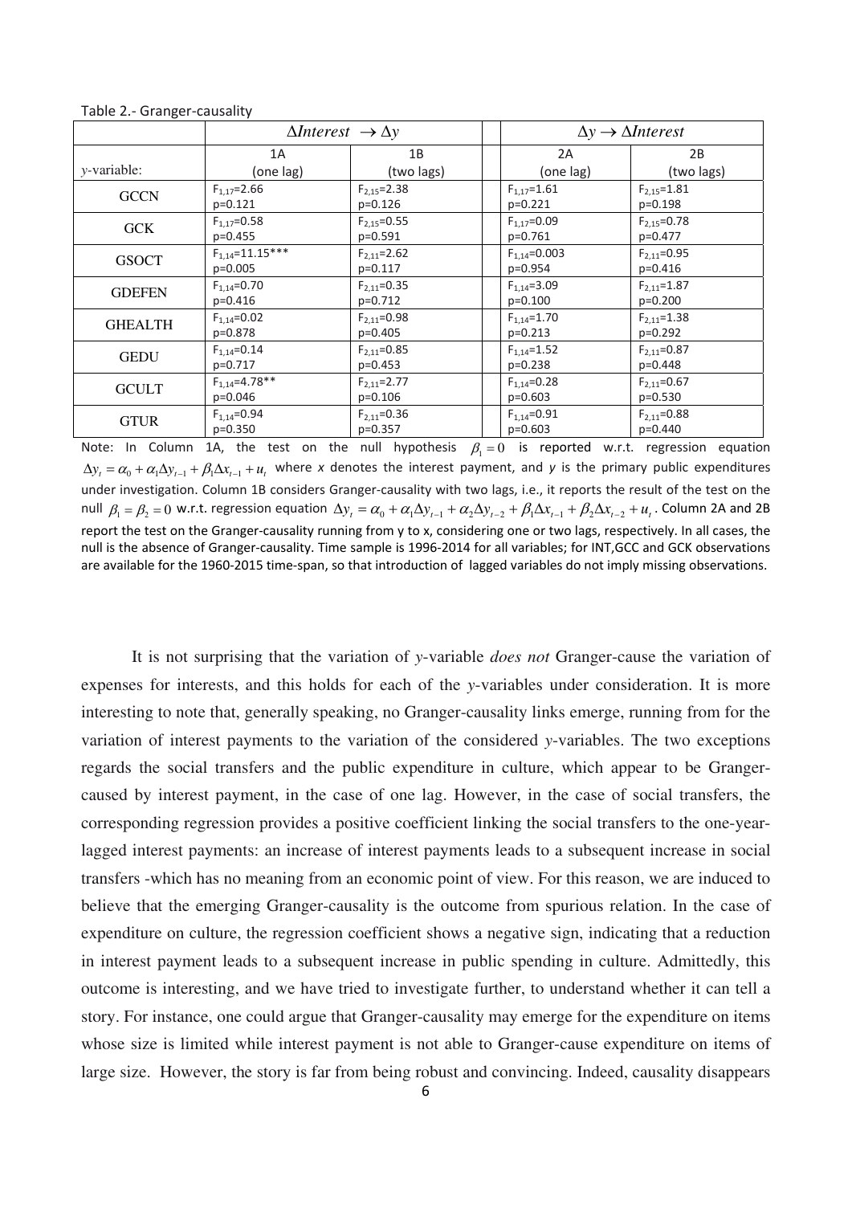Table 2.- Granger-causality

| | $\Delta Interest \rightarrow \Delta y$ | | | $\Delta y \rightarrow \Delta Interest$ | |
|---|---|---|---|---|---|
| | 1A | 1B | | 2A | 2B |
| *y*-variable: | (one lag) | (two lags) | | (one lag) | (two lags) |
| GCCN | $F_{1,17}$=2.66 p=0.121 | $F_{2,15}$=2.38 p=0.126 | | $F_{1,17}$=1.61 p=0.221 | $F_{2,15}$=1.81 p=0.198 |
| GCK | $F_{1,17}$=0.58 p=0.455 | $F_{2,15}$=0.55 p=0.591 | | $F_{1,17}$=0.09 p=0.761 | $F_{2,15}$=0.78 p=0.477 |
| GSOCT | $F_{1,14}$=11.15*** p=0.005 | $F_{2,11}$=2.62 p=0.117 | | $F_{1,14}$=0.003 p=0.954 | $F_{2,11}$=0.95 p=0.416 |
| GDEFEN | $F_{1,14}$=0.70 p=0.416 | $F_{2,11}$=0.35 p=0.712 | | $F_{1,14}$=3.09 p=0.100 | $F_{2,11}$=1.87 p=0.200 |
| GHEALTH | $F_{1,14}$=0.02 p=0.878 | $F_{2,11}$=0.98 p=0.405 | | $F_{1,14}$=1.70 p=0.213 | $F_{2,11}$=1.38 p=0.292 |
| GEDU | $F_{1,14}$=0.14 p=0.717 | $F_{2,11}$=0.85 p=0.453 | | $F_{1,14}$=1.52 p=0.238 | $F_{2,11}$=0.87 p=0.448 |
| GCULT | $F_{1,14}$=4.78** p=0.046 | $F_{2,11}$=2.77 p=0.106 | | $F_{1,14}$=0.28 p=0.603 | $F_{2,11}$=0.67 p=0.530 |
| GTUR | $F_{1,14}$=0.94 p=0.350 | $F_{2,11}$=0.36 p=0.357 | | $F_{1,14}$=0.91 p=0.603 | $F_{2,11}$=0.88 p=0.440 |

Note: In Column 1A, the test on the null hypothesis $\beta_1 = 0$ is reported w.r.t. regression equation $\Delta y_t = \alpha_0 + \alpha_1 \Delta y_{t-1} + \beta_1 \Delta x_{t-1} + u_t$ where *x* denotes the interest payment, and *y* is the primary public expenditures under investigation. Column 1B considers Granger-causality with two lags, i.e., it reports the result of the test on the null $\beta_1 = \beta_2 = 0$ w.r.t. regression equation $\Delta y_t = \alpha_0 + \alpha_1 \Delta y_{t-1} + \alpha_2 \Delta y_{t-2} + \beta_1 \Delta x_{t-1} + \beta_2 \Delta x_{t-2} + u_t$. Column 2A and 2B report the test on the Granger-causality running from y to x, considering one or two lags, respectively. In all cases, the null is the absence of Granger-causality. Time sample is 1996-2014 for all variables; for INT,GCC and GCK observations are available for the 1960-2015 time-span, so that introduction of lagged variables do not imply missing observations.

It is not surprising that the variation of *y*-variable *does not* Granger-cause the variation of expenses for interests, and this holds for each of the *y*-variables under consideration. It is more interesting to note that, generally speaking, no Granger-causality links emerge, running from for the variation of interest payments to the variation of the considered *y*-variables. The two exceptions regards the social transfers and the public expenditure in culture, which appear to be Granger-caused by interest payment, in the case of one lag. However, in the case of social transfers, the corresponding regression provides a positive coefficient linking the social transfers to the one-year-lagged interest payments: an increase of interest payments leads to a subsequent increase in social transfers -which has no meaning from an economic point of view. For this reason, we are induced to believe that the emerging Granger-causality is the outcome from spurious relation. In the case of expenditure on culture, the regression coefficient shows a negative sign, indicating that a reduction in interest payment leads to a subsequent increase in public spending in culture. Admittedly, this outcome is interesting, and we have tried to investigate further, to understand whether it can tell a story. For instance, one could argue that Granger-causality may emerge for the expenditure on items whose size is limited while interest payment is not able to Granger-cause expenditure on items of large size. However, the story is far from being robust and convincing. Indeed, causality disappears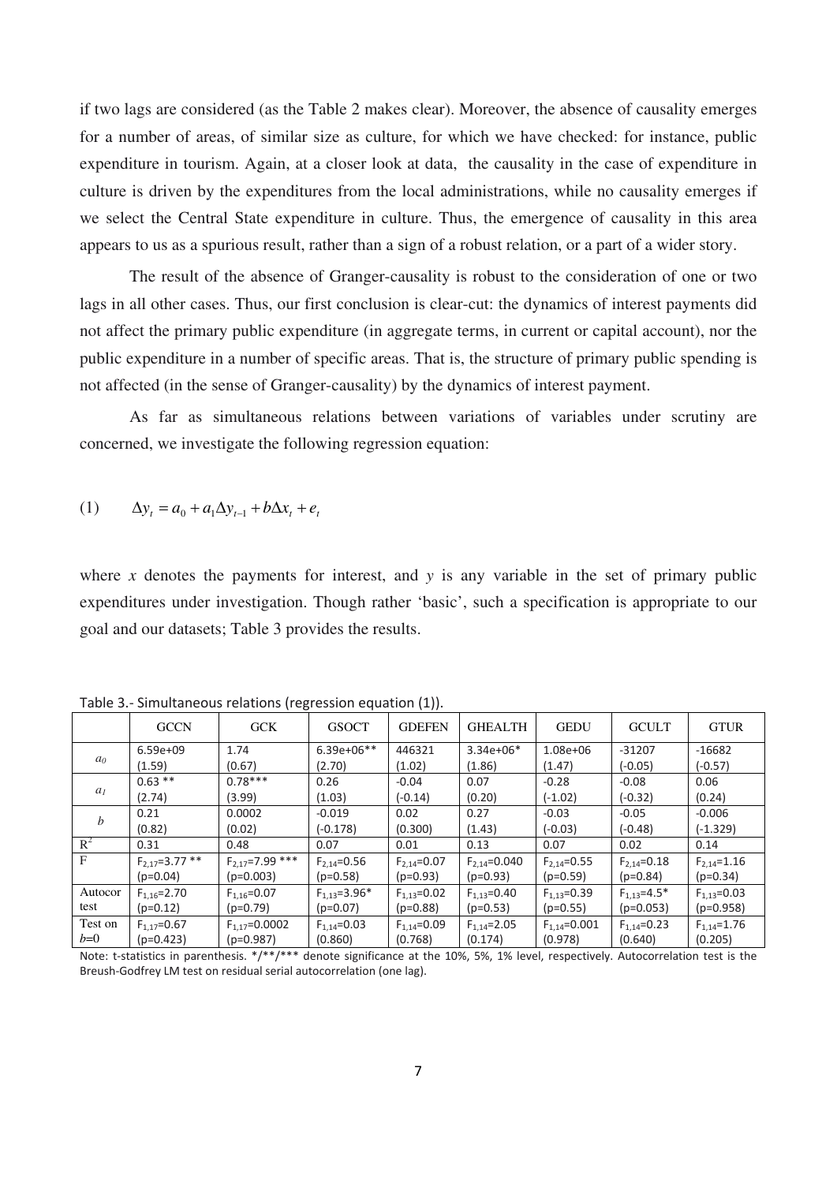if two lags are considered (as the Table 2 makes clear). Moreover, the absence of causality emerges for a number of areas, of similar size as culture, for which we have checked: for instance, public expenditure in tourism. Again, at a closer look at data, the causality in the case of expenditure in culture is driven by the expenditures from the local administrations, while no causality emerges if we select the Central State expenditure in culture. Thus, the emergence of causality in this area appears to us as a spurious result, rather than a sign of a robust relation, or a part of a wider story.

The result of the absence of Granger-causality is robust to the consideration of one or two lags in all other cases. Thus, our first conclusion is clear-cut: the dynamics of interest payments did not affect the primary public expenditure (in aggregate terms, in current or capital account), nor the public expenditure in a number of specific areas. That is, the structure of primary public spending is not affected (in the sense of Granger-causality) by the dynamics of interest payment.

As far as simultaneous relations between variations of variables under scrutiny are concerned, we investigate the following regression equation:

$$(1) \qquad \Delta y_t = a_0 + a_1 \Delta y_{t-1} + b \Delta x_t + e_t$$

where $x$ denotes the payments for interest, and $y$ is any variable in the set of primary public expenditures under investigation. Though rather 'basic', such a specification is appropriate to our goal and our datasets; Table 3 provides the results.

Table 3.- Simultaneous relations (regression equation (1)).

| | GCCN | GCK | GSOCT | GDEFEN | GHEALTH | GEDU | GCULT | GTUR |
|---|---|---|---|---|---|---|---|---|
| $a_0$ | 6.59e+09<br>(1.59) | 1.74<br>(0.67) | 6.39e+06**<br>(2.70) | 446321<br>(1.02) | 3.34e+06*<br>(1.86) | 1.08e+06<br>(1.47) | -31207<br>(-0.05) | -16682<br>(-0.57) |
| $a_1$ | 0.63 **<br>(2.74) | 0.78***<br>(3.99) | 0.26<br>(1.03) | -0.04<br>(-0.14) | 0.07<br>(0.20) | -0.28<br>(-1.02) | -0.08<br>(-0.32) | 0.06<br>(0.24) |
| $b$ | 0.21<br>(0.82) | 0.0002<br>(0.02) | -0.019<br>(-0.178) | 0.02<br>(0.300) | 0.27<br>(1.43) | -0.03<br>(-0.03) | -0.05<br>(-0.48) | -0.006<br>(-1.329) |
| $R^2$ | 0.31 | 0.48 | 0.07 | 0.01 | 0.13 | 0.07 | 0.02 | 0.14 |
| F | $F_{2,17}$=3.77 **<br>(p=0.04) | $F_{2,17}$=7.99 ***<br>(p=0.003) | $F_{2,14}$=0.56<br>(p=0.58) | $F_{2,14}$=0.07<br>(p=0.93) | $F_{2,14}$=0.040<br>(p=0.93) | $F_{2,14}$=0.55<br>(p=0.59) | $F_{2,14}$=0.18<br>(p=0.84) | $F_{2,14}$=1.16<br>(p=0.34) |
| Autocor test | $F_{1,16}$=2.70<br>(p=0.12) | $F_{1,16}$=0.07<br>(p=0.79) | $F_{1,13}$=3.96*<br>(p=0.07) | $F_{1,13}$=0.02<br>(p=0.88) | $F_{1,13}$=0.40<br>(p=0.53) | $F_{1,13}$=0.39<br>(p=0.55) | $F_{1,13}$=4.5*<br>(p=0.053) | $F_{1,13}$=0.03<br>(p=0.958) |
| Test on $b$=0 | $F_{1,17}$=0.67<br>(p=0.423) | $F_{1,17}$=0.0002<br>(p=0.987) | $F_{1,14}$=0.03<br>(0.860) | $F_{1,14}$=0.09<br>(0.768) | $F_{1,14}$=2.05<br>(0.174) | $F_{1,14}$=0.001<br>(0.978) | $F_{1,14}$=0.23<br>(0.640) | $F_{1,14}$=1.76<br>(0.205) |

Note: t-statistics in parenthesis. */**/*** denote significance at the 10%, 5%, 1% level, respectively. Autocorrelation test is the Breush-Godfrey LM test on residual serial autocorrelation (one lag).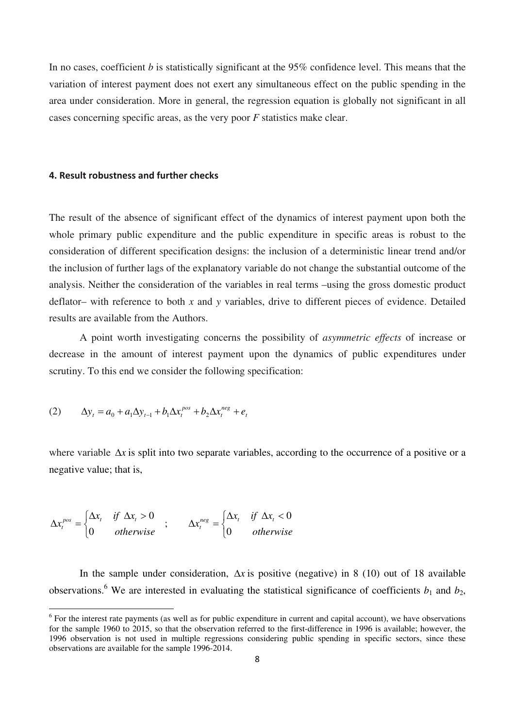In no cases, coefficient *b* is statistically significant at the 95% confidence level. This means that the variation of interest payment does not exert any simultaneous effect on the public spending in the area under consideration. More in general, the regression equation is globally not significant in all cases concerning specific areas, as the very poor *F* statistics make clear.

#### 4. Result robustness and further checks

The result of the absence of significant effect of the dynamics of interest payment upon both the whole primary public expenditure and the public expenditure in specific areas is robust to the consideration of different specification designs: the inclusion of a deterministic linear trend and/or the inclusion of further lags of the explanatory variable do not change the substantial outcome of the analysis. Neither the consideration of the variables in real terms –using the gross domestic product deflator– with reference to both *x* and *y* variables, drive to different pieces of evidence. Detailed results are available from the Authors.

A point worth investigating concerns the possibility of *asymmetric effects* of increase or decrease in the amount of interest payment upon the dynamics of public expenditures under scrutiny. To this end we consider the following specification:

$$\text{(2)} \qquad \Delta y_t = a_0 + a_1 \Delta y_{t-1} + b_1 \Delta x_t^{pos} + b_2 \Delta x_t^{neg} + e_t$$

where variable $\Delta x$ is split into two separate variables, according to the occurrence of a positive or a negative value; that is,

$$\Delta x_t^{pos} = \begin{cases} \Delta x_t & \text{if } \Delta x_t > 0 \\ 0 & \text{otherwise} \end{cases} \quad ; \qquad \Delta x_t^{neg} = \begin{cases} \Delta x_t & \text{if } \Delta x_t < 0 \\ 0 & \text{otherwise} \end{cases}$$

In the sample under consideration, $\Delta x$ is positive (negative) in 8 (10) out of 18 available observations.[6] We are interested in evaluating the statistical significance of coefficients $b_1$ and $b_2$,

[6] For the interest rate payments (as well as for public expenditure in current and capital account), we have observations for the sample 1960 to 2015, so that the observation referred to the first-difference in 1996 is available; however, the 1996 observation is not used in multiple regressions considering public spending in specific sectors, since these observations are available for the sample 1996-2014.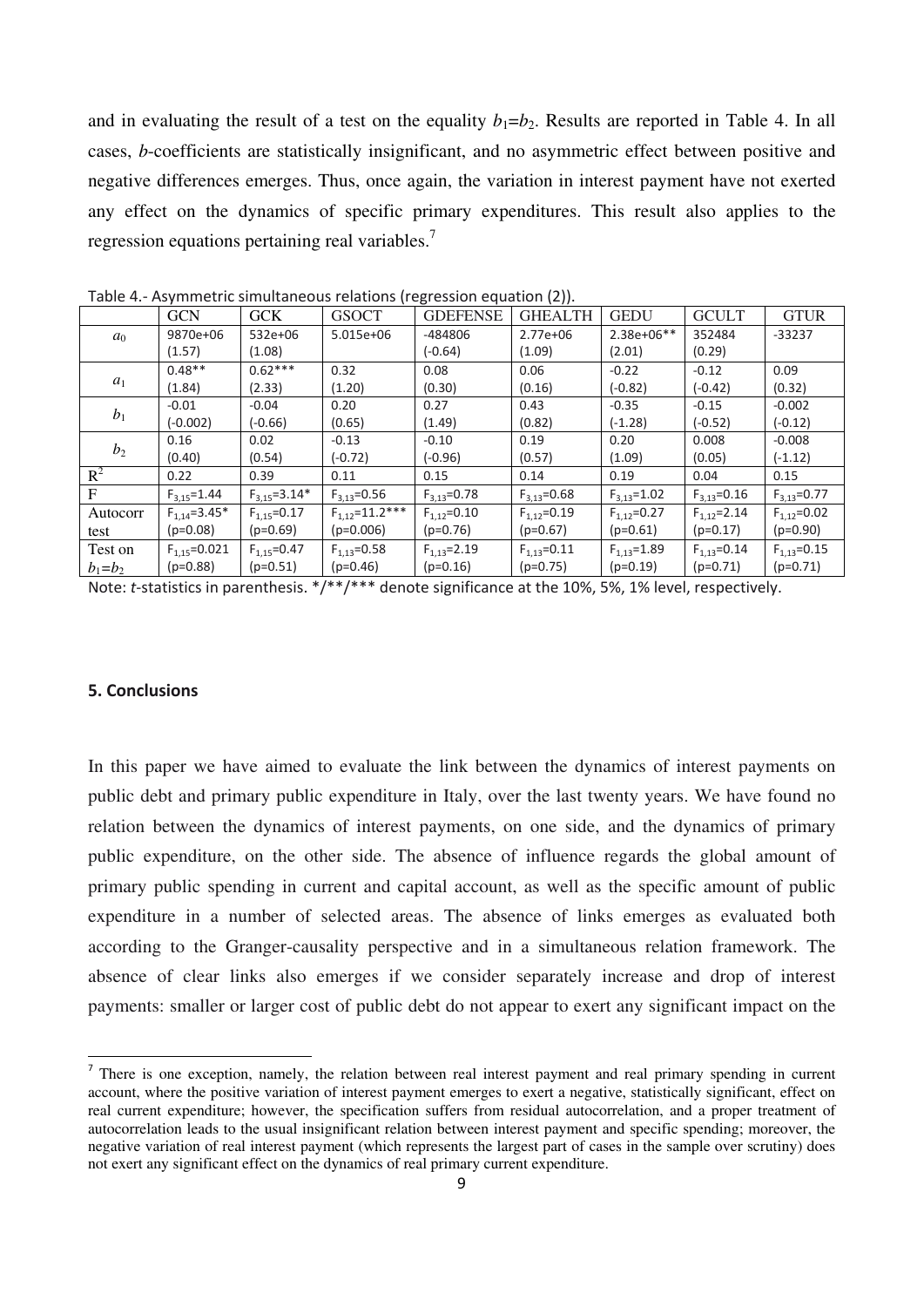and in evaluating the result of a test on the equality $b_1$=$b_2$. Results are reported in Table 4. In all cases, *b*-coefficients are statistically insignificant, and no asymmetric effect between positive and negative differences emerges. Thus, once again, the variation in interest payment have not exerted any effect on the dynamics of specific primary expenditures. This result also applies to the regression equations pertaining real variables.[7]

Table 4.- Asymmetric simultaneous relations (regression equation (2)).

| | GCN | GCK | GSOCT | GDEFENSE | GHEALTH | GEDU | GCULT | GTUR |
|---|---|---|---|---|---|---|---|---|
| $a_0$ | 9870e+06 (1.57) | 532e+06 (1.08) | 5.015e+06 | -484806 (-0.64) | 2.77e+06 (1.09) | 2.38e+06** (2.01) | 352484 (0.29) | -33237 |
| $a_1$ | 0.48** (1.84) | 0.62*** (2.33) | 0.32 (1.20) | 0.08 (0.30) | 0.06 (0.16) | -0.22 (-0.82) | -0.12 (-0.42) | 0.09 (0.32) |
| $b_1$ | -0.01 (-0.002) | -0.04 (-0.66) | 0.20 (0.65) | 0.27 (1.49) | 0.43 (0.82) | -0.35 (-1.28) | -0.15 (-0.52) | -0.002 (-0.12) |
| $b_2$ | 0.16 (0.40) | 0.02 (0.54) | -0.13 (-0.72) | -0.10 (-0.96) | 0.19 (0.57) | 0.20 (1.09) | 0.008 (0.05) | -0.008 (-1.12) |
| $R^2$ | 0.22 | 0.39 | 0.11 | 0.15 | 0.14 | 0.19 | 0.04 | 0.15 |
| F | $F_{3,15}$=1.44 | $F_{3,15}$=3.14* | $F_{3,13}$=0.56 | $F_{3,13}$=0.78 | $F_{3,13}$=0.68 | $F_{3,13}$=1.02 | $F_{3,13}$=0.16 | $F_{3,13}$=0.77 |
| Autocorr test | $F_{1,14}$=3.45* (p=0.08) | $F_{1,15}$=0.17 (p=0.69) | $F_{1,12}$=11.2*** (p=0.006) | $F_{1,12}$=0.10 (p=0.76) | $F_{1,12}$=0.19 (p=0.67) | $F_{1,12}$=0.27 (p=0.61) | $F_{1,12}$=2.14 (p=0.17) | $F_{1,12}$=0.02 (p=0.90) |
| Test on $b_1$=$b_2$ | $F_{1,15}$=0.021 (p=0.88) | $F_{1,15}$=0.47 (p=0.51) | $F_{1,13}$=0.58 (p=0.46) | $F_{1,13}$=2.19 (p=0.16) | $F_{1,13}$=0.11 (p=0.75) | $F_{1,13}$=1.89 (p=0.19) | $F_{1,13}$=0.14 (p=0.71) | $F_{1,13}$=0.15 (p=0.71) |

Note: *t*-statistics in parenthesis. */**/*** denote significance at the 10%, 5%, 1% level, respectively.

## 5. Conclusions

In this paper we have aimed to evaluate the link between the dynamics of interest payments on public debt and primary public expenditure in Italy, over the last twenty years. We have found no relation between the dynamics of interest payments, on one side, and the dynamics of primary public expenditure, on the other side. The absence of influence regards the global amount of primary public spending in current and capital account, as well as the specific amount of public expenditure in a number of selected areas. The absence of links emerges as evaluated both according to the Granger-causality perspective and in a simultaneous relation framework. The absence of clear links also emerges if we consider separately increase and drop of interest payments: smaller or larger cost of public debt do not appear to exert any significant impact on the

[7] There is one exception, namely, the relation between real interest payment and real primary spending in current account, where the positive variation of interest payment emerges to exert a negative, statistically significant, effect on real current expenditure; however, the specification suffers from residual autocorrelation, and a proper treatment of autocorrelation leads to the usual insignificant relation between interest payment and specific spending; moreover, the negative variation of real interest payment (which represents the largest part of cases in the sample over scrutiny) does not exert any significant effect on the dynamics of real primary current expenditure.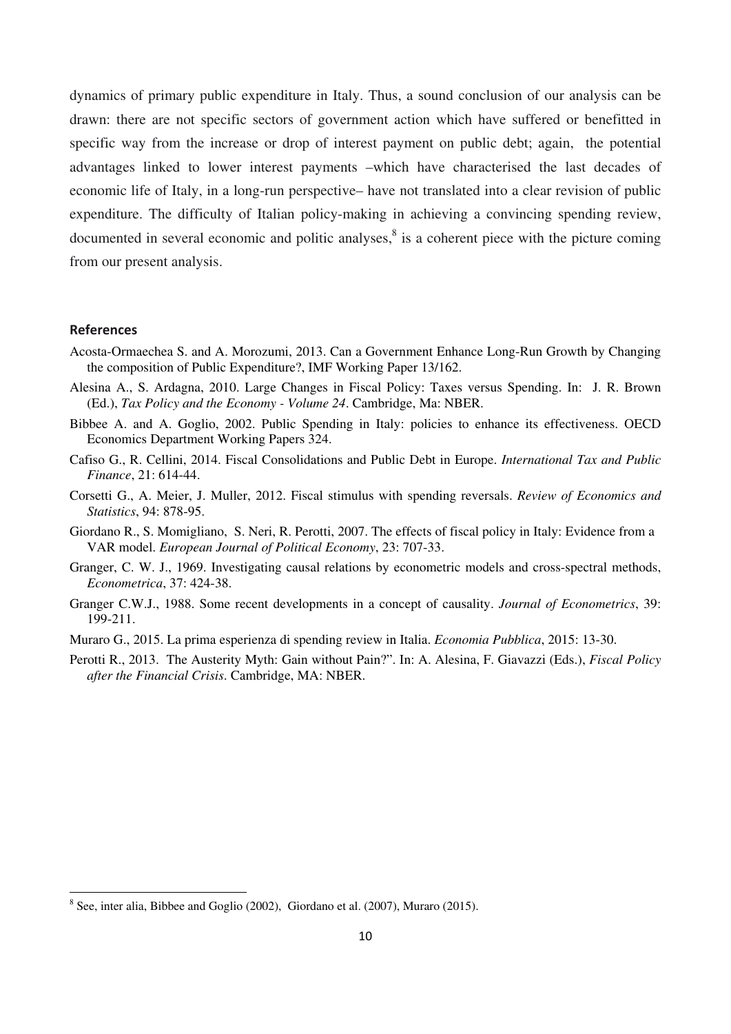dynamics of primary public expenditure in Italy. Thus, a sound conclusion of our analysis can be drawn: there are not specific sectors of government action which have suffered or benefitted in specific way from the increase or drop of interest payment on public debt; again, the potential advantages linked to lower interest payments –which have characterised the last decades of economic life of Italy, in a long-run perspective– have not translated into a clear revision of public expenditure. The difficulty of Italian policy-making in achieving a convincing spending review, documented in several economic and politic analyses,[8] is a coherent piece with the picture coming from our present analysis.

## References

Acosta-Ormaechea S. and A. Morozumi, 2013. Can a Government Enhance Long-Run Growth by Changing the composition of Public Expenditure?, IMF Working Paper 13/162.

Alesina A., S. Ardagna, 2010. Large Changes in Fiscal Policy: Taxes versus Spending. In: J. R. Brown (Ed.), *Tax Policy and the Economy - Volume 24*. Cambridge, Ma: NBER.

Bibbee A. and A. Goglio, 2002. Public Spending in Italy: policies to enhance its effectiveness. OECD Economics Department Working Papers 324.

Cafiso G., R. Cellini, 2014. Fiscal Consolidations and Public Debt in Europe. *International Tax and Public Finance*, 21: 614-44.

Corsetti G., A. Meier, J. Muller, 2012. Fiscal stimulus with spending reversals. *Review of Economics and Statistics*, 94: 878-95.

Giordano R., S. Momigliano, S. Neri, R. Perotti, 2007. The effects of fiscal policy in Italy: Evidence from a VAR model. *European Journal of Political Economy*, 23: 707-33.

Granger, C. W. J., 1969. Investigating causal relations by econometric models and cross-spectral methods, *Econometrica*, 37: 424-38.

Granger C.W.J., 1988. Some recent developments in a concept of causality. *Journal of Econometrics*, 39: 199-211.

Muraro G., 2015. La prima esperienza di spending review in Italia. *Economia Pubblica*, 2015: 13-30.

Perotti R., 2013. The Austerity Myth: Gain without Pain?". In: A. Alesina, F. Giavazzi (Eds.), *Fiscal Policy after the Financial Crisis*. Cambridge, MA: NBER.

---

[8] See, inter alia, Bibbee and Goglio (2002), Giordano et al. (2007), Muraro (2015).